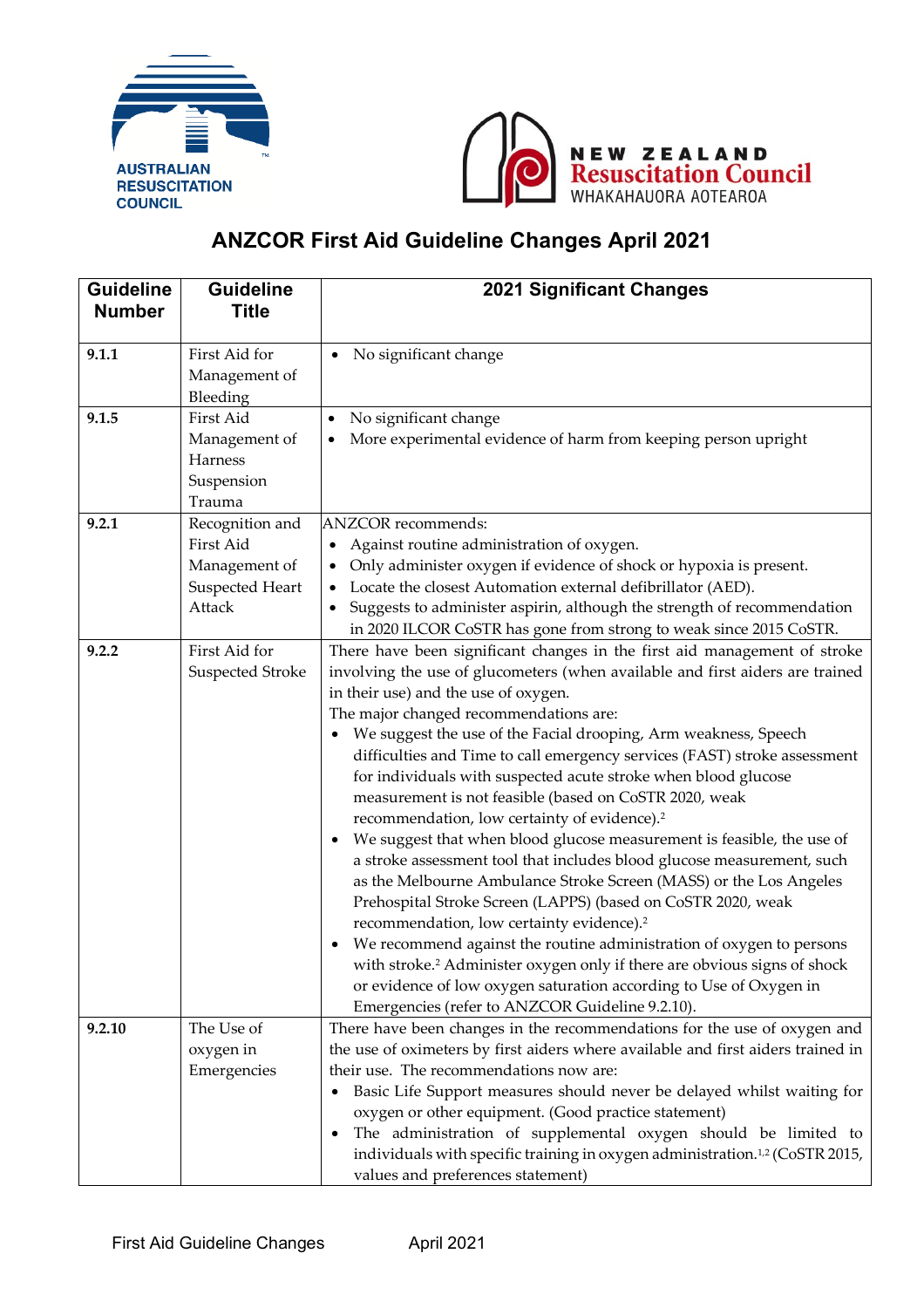AUSTRALIAN RESUSCITATION COUNCIL

NEW ZEALAND Resuscitation Council WHAKAHAUORA AOTEAROA

# ANZCOR First Aid Guideline Changes April 2021

| Guideline Number | Guideline Title | 2021 Significant Changes |
|---|---|---|
| **9.1.1** | First Aid for Management of Bleeding | • No significant change |
| **9.1.5** | First Aid Management of Harness Suspension Trauma | • No significant change<br>• More experimental evidence of harm from keeping person upright |
| **9.2.1** | Recognition and First Aid Management of Suspected Heart Attack | ANZCOR recommends:<br>• Against routine administration of oxygen.<br>• Only administer oxygen if evidence of shock or hypoxia is present.<br>• Locate the closest Automation external defibrillator (AED).<br>• Suggests to administer aspirin, although the strength of recommendation in 2020 ILCOR CoSTR has gone from strong to weak since 2015 CoSTR. |
| **9.2.2** | First Aid for Suspected Stroke | There have been significant changes in the first aid management of stroke involving the use of glucometers (when available and first aiders are trained in their use) and the use of oxygen.<br>The major changed recommendations are:<br>• We suggest the use of the Facial drooping, Arm weakness, Speech difficulties and Time to call emergency services (FAST) stroke assessment for individuals with suspected acute stroke when blood glucose measurement is not feasible (based on CoSTR 2020, weak recommendation, low certainty of evidence).[2]<br>• We suggest that when blood glucose measurement is feasible, the use of a stroke assessment tool that includes blood glucose measurement, such as the Melbourne Ambulance Stroke Screen (MASS) or the Los Angeles Prehospital Stroke Screen (LAPPS) (based on CoSTR 2020, weak recommendation, low certainty evidence).[2]<br>• We recommend against the routine administration of oxygen to persons with stroke.[2] Administer oxygen only if there are obvious signs of shock or evidence of low oxygen saturation according to Use of Oxygen in Emergencies (refer to ANZCOR Guideline 9.2.10). |
| **9.2.10** | The Use of oxygen in Emergencies | There have been changes in the recommendations for the use of oxygen and the use of oximeters by first aiders where available and first aiders trained in their use. The recommendations now are:<br>• Basic Life Support measures should never be delayed whilst waiting for oxygen or other equipment. (Good practice statement)<br>• The administration of supplemental oxygen should be limited to individuals with specific training in oxygen administration.[1,2] (CoSTR 2015, values and preferences statement) |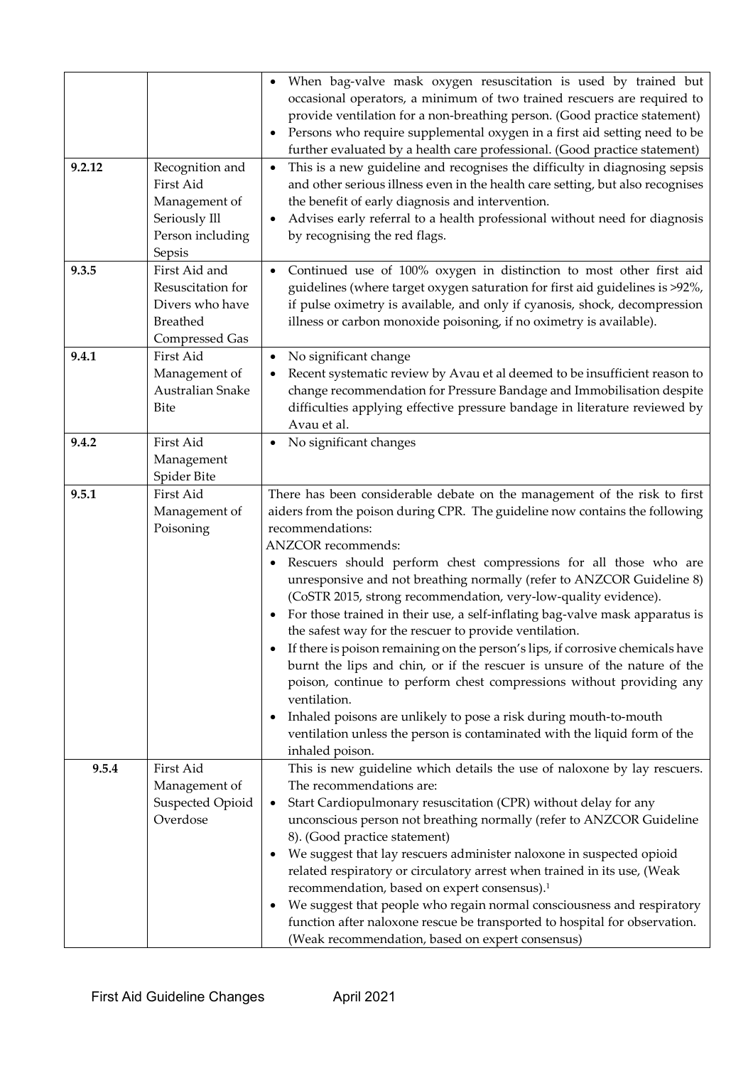| | | |
|---|---|---|
| | | • When bag-valve mask oxygen resuscitation is used by trained but occasional operators, a minimum of two trained rescuers are required to provide ventilation for a non-breathing person. (Good practice statement)<br>• Persons who require supplemental oxygen in a first aid setting need to be further evaluated by a health care professional. (Good practice statement) |
| **9.2.12** | Recognition and First Aid Management of Seriously Ill Person including Sepsis | • This is a new guideline and recognises the difficulty in diagnosing sepsis and other serious illness even in the health care setting, but also recognises the benefit of early diagnosis and intervention.<br>• Advises early referral to a health professional without need for diagnosis by recognising the red flags. |
| **9.3.5** | First Aid and Resuscitation for Divers who have Breathed Compressed Gas | • Continued use of 100% oxygen in distinction to most other first aid guidelines (where target oxygen saturation for first aid guidelines is >92%, if pulse oximetry is available, and only if cyanosis, shock, decompression illness or carbon monoxide poisoning, if no oximetry is available). |
| **9.4.1** | First Aid Management of Australian Snake Bite | • No significant change<br>• Recent systematic review by Avau et al deemed to be insufficient reason to change recommendation for Pressure Bandage and Immobilisation despite difficulties applying effective pressure bandage in literature reviewed by Avau et al. |
| **9.4.2** | First Aid Management Spider Bite | • No significant changes |
| **9.5.1** | First Aid Management of Poisoning | There has been considerable debate on the management of the risk to first aiders from the poison during CPR. The guideline now contains the following recommendations:<br>ANZCOR recommends:<br>• Rescuers should perform chest compressions for all those who are unresponsive and not breathing normally (refer to ANZCOR Guideline 8) (CoSTR 2015, strong recommendation, very-low-quality evidence).<br>• For those trained in their use, a self-inflating bag-valve mask apparatus is the safest way for the rescuer to provide ventilation.<br>• If there is poison remaining on the person's lips, if corrosive chemicals have burnt the lips and chin, or if the rescuer is unsure of the nature of the poison, continue to perform chest compressions without providing any ventilation.<br>• Inhaled poisons are unlikely to pose a risk during mouth-to-mouth ventilation unless the person is contaminated with the liquid form of the inhaled poison. |
| **9.5.4** | First Aid Management of Suspected Opioid Overdose | This is new guideline which details the use of naloxone by lay rescuers. The recommendations are:<br>• Start Cardiopulmonary resuscitation (CPR) without delay for any unconscious person not breathing normally (refer to ANZCOR Guideline 8). (Good practice statement)<br>• We suggest that lay rescuers administer naloxone in suspected opioid related respiratory or circulatory arrest when trained in its use, (Weak recommendation, based on expert consensus).[1]<br>• We suggest that people who regain normal consciousness and respiratory function after naloxone rescue be transported to hospital for observation. (Weak recommendation, based on expert consensus) |